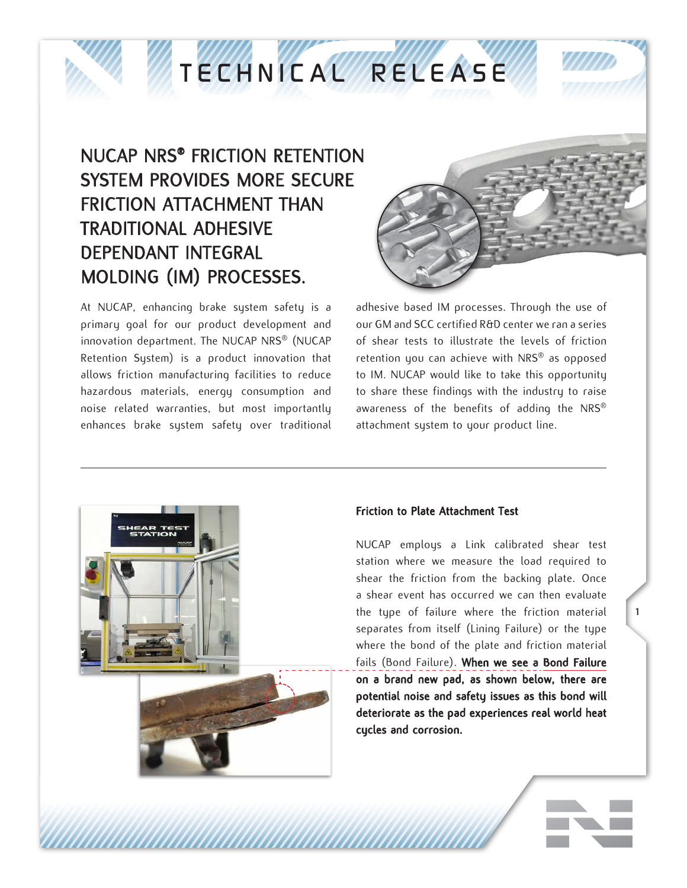# TECHNICAL RELEASE

## NUCAP NRS® FRICTION RETENTION SYSTEM PROVIDES MORE SECURE FRICTION ATTACHMENT THAN TRADITIONAL ADHESIVE DEPENDANT INTEGRAL MOLDING (IM) PROCESSES.

At NUCAP, enhancing brake system safety is a primary goal for our product development and innovation department. The NUCAP NRS® (NUCAP Retention System) is a product innovation that allows friction manufacturing facilities to reduce hazardous materials, energy consumption and noise related warranties, but most importantly enhances brake system safety over traditional adhesive based IM processes. Through the use of our GM and SCC certified R&D center we ran a series of shear tests to illustrate the levels of friction retention you can achieve with NRS® as opposed to IM. NUCAP would like to take this opportunity to share these findings with the industry to raise awareness of the benefits of adding the NRS® attachment system to your product line.

---

### Friction to Plate Attachment Test

NUCAP employs a Link calibrated shear test station where we measure the load required to shear the friction from the backing plate. Once a shear event has occurred we can then evaluate the type of failure where the friction material separates from itself (Lining Failure) or the type where the bond of the plate and friction material fails (Bond Failure). **When we see a Bond Failure on a brand new pad, as shown below, there are potential noise and safety issues as this bond will deteriorate as the pad experiences real world heat cycles and corrosion.**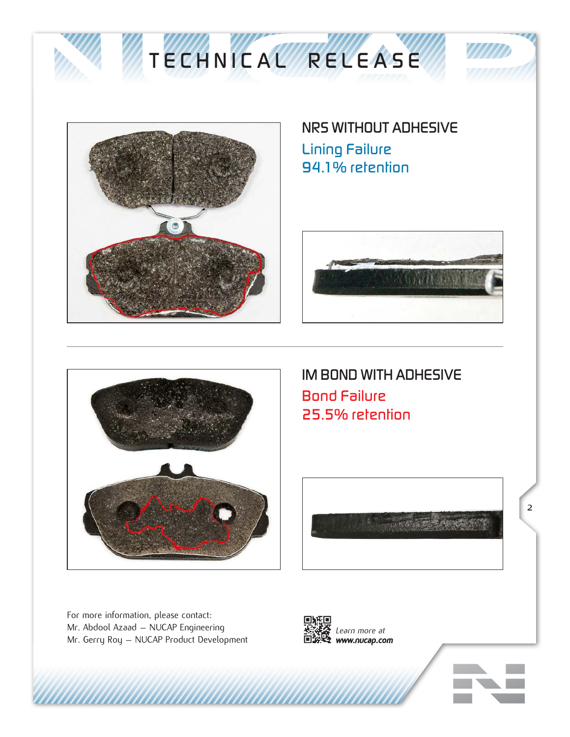# TECHNICAL RELEASE

## NRS WITHOUT ADHESIVE

Lining Failure
94.1% retention

---

## IM BOND WITH ADHESIVE

Bond Failure
25.5% retention

For more information, please contact:
Mr. Abdool Azaad – NUCAP Engineering
Mr. Gerry Roy – NUCAP Product Development

*Learn more at*
***www.nucap.com***